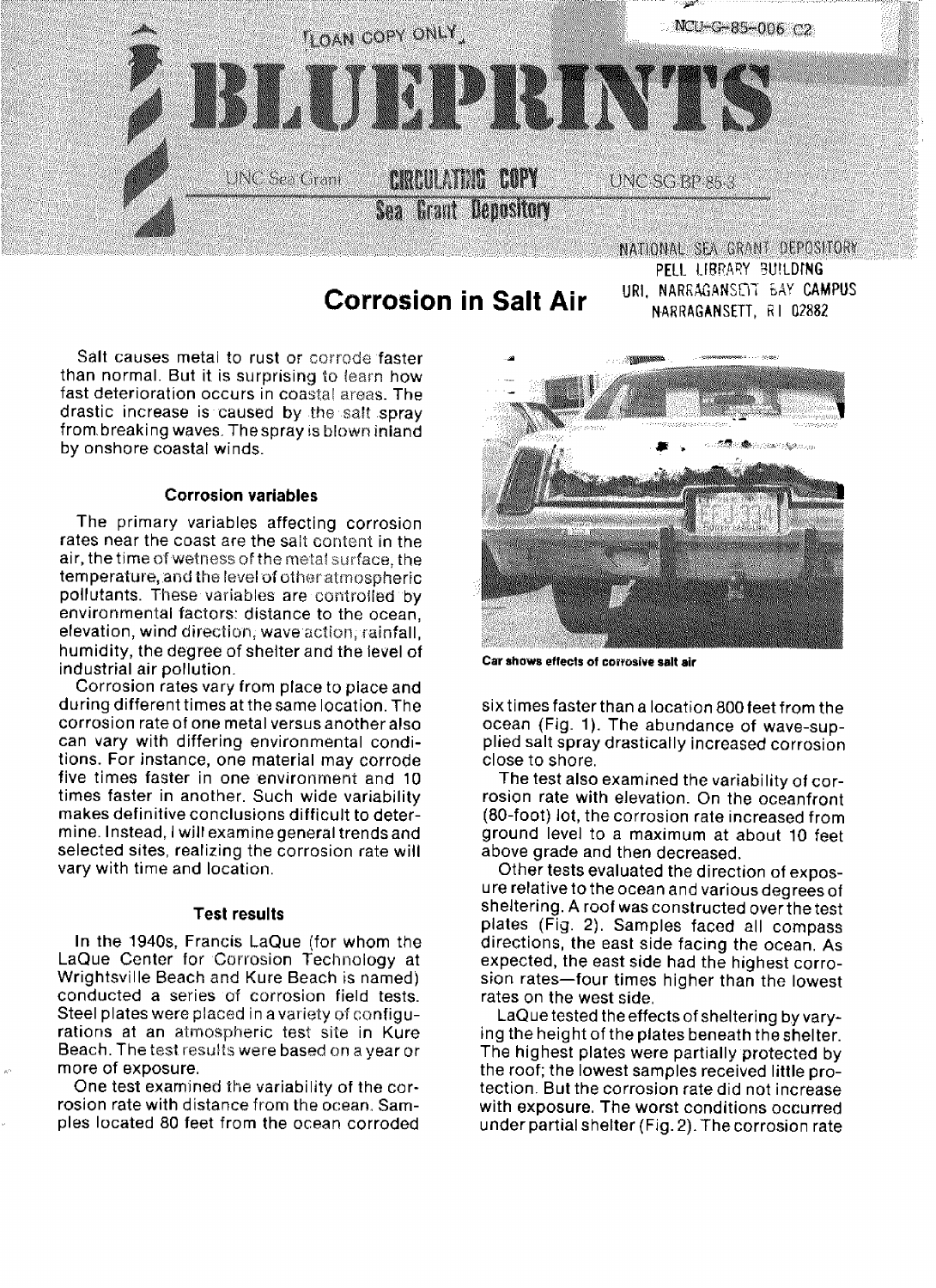LOAN COPY ONLY

NCU-G-85-006 C2

# BLUEPRINTS

UNC Sea Grant — CIRCULATING COPY — Sea Grant Depository — UNC SG BP-85-3

NATIONAL SEA GRANT DEPOSITORY
PELL LIBRARY BUILDING
URI, NARRAGANSETT BAY CAMPUS
NARRAGANSETT, RI 02882

## Corrosion in Salt Air

Salt causes metal to rust or corrode faster than normal. But it is surprising to learn how fast deterioration occurs in coastal areas. The drastic increase is caused by the salt spray from breaking waves. The spray is blown inland by onshore coastal winds.

### Corrosion variables

The primary variables affecting corrosion rates near the coast are the salt content in the air, the time of wetness of the metal surface, the temperature, and the level of other atmospheric pollutants. These variables are controlled by environmental factors: distance to the ocean, elevation, wind direction, wave action, rainfall, humidity, the degree of shelter and the level of industrial air pollution.

Corrosion rates vary from place to place and during different times at the same location. The corrosion rate of one metal versus another also can vary with differing environmental conditions. For instance, one material may corrode five times faster in one environment and 10 times faster in another. Such wide variability makes definitive conclusions difficult to determine. Instead, I will examine general trends and selected sites, realizing the corrosion rate will vary with time and location.

### Test results

In the 1940s, Francis LaQue (for whom the LaQue Center for Corrosion Technology at Wrightsville Beach and Kure Beach is named) conducted a series of corrosion field tests. Steel plates were placed in a variety of configurations at an atmospheric test site in Kure Beach. The test results were based on a year or more of exposure.

One test examined the variability of the corrosion rate with distance from the ocean. Samples located 80 feet from the ocean corroded six times faster than a location 800 feet from the ocean (Fig. 1). The abundance of wave-supplied salt spray drastically increased corrosion close to shore.

Car shows effects of corrosive salt air

The test also examined the variability of corrosion rate with elevation. On the oceanfront (80-foot) lot, the corrosion rate increased from ground level to a maximum at about 10 feet above grade and then decreased.

Other tests evaluated the direction of exposure relative to the ocean and various degrees of sheltering. A roof was constructed over the test plates (Fig. 2). Samples faced all compass directions, the east side facing the ocean. As expected, the east side had the highest corrosion rates—four times higher than the lowest rates on the west side.

LaQue tested the effects of sheltering by varying the height of the plates beneath the shelter. The highest plates were partially protected by the roof; the lowest samples received little protection. But the corrosion rate did not increase with exposure. The worst conditions occurred under partial shelter (Fig. 2). The corrosion rate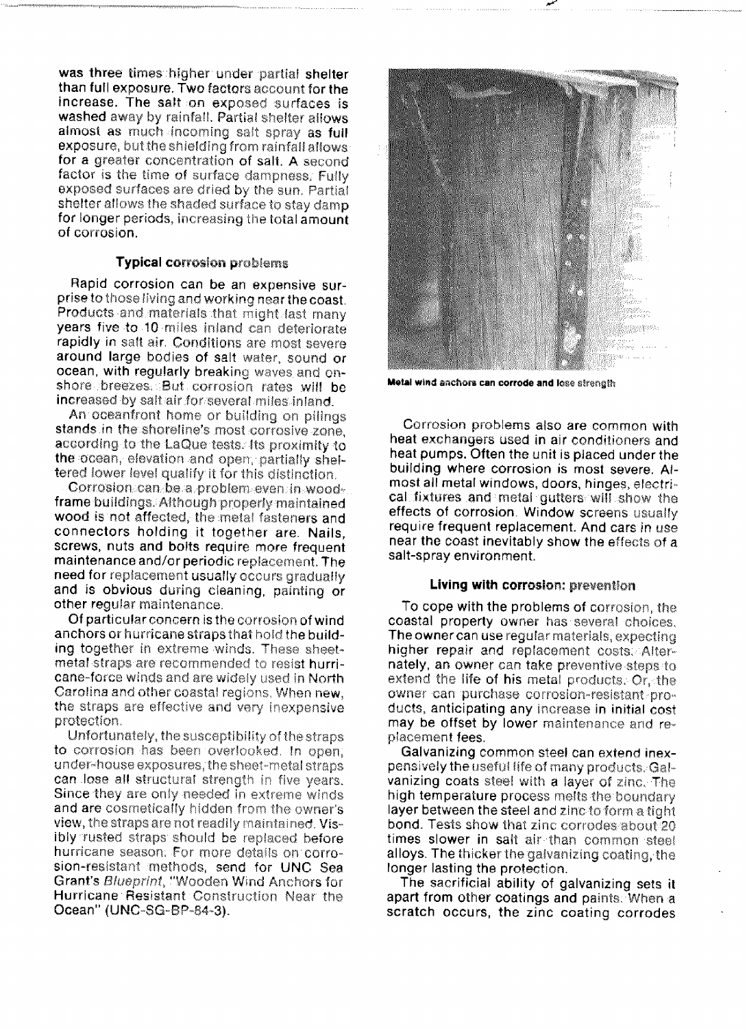was three times higher under partial shelter than full exposure. Two factors account for the increase. The salt on exposed surfaces is washed away by rainfall. Partial shelter allows almost as much incoming salt spray as full exposure, but the shielding from rainfall allows for a greater concentration of salt. A second factor is the time of surface dampness. Fully exposed surfaces are dried by the sun. Partial shelter allows the shaded surface to stay damp for longer periods, increasing the total amount of corrosion.

### Typical corrosion problems

Rapid corrosion can be an expensive surprise to those living and working near the coast. Products and materials that might last many years five to 10 miles inland can deteriorate rapidly in salt air. Conditions are most severe around large bodies of salt water, sound or ocean, with regularly breaking waves and onshore breezes. But corrosion rates will be increased by salt air for several miles inland.

An oceanfront home or building on pilings stands in the shoreline's most corrosive zone, according to the LaQue tests. Its proximity to the ocean, elevation and open, partially sheltered lower level qualify it for this distinction.

Corrosion can be a problem even in wood-frame buildings. Although properly maintained wood is not affected, the metal fasteners and connectors holding it together are. Nails, screws, nuts and bolts require more frequent maintenance and/or periodic replacement. The need for replacement usually occurs gradually and is obvious during cleaning, painting or other regular maintenance.

Of particular concern is the corrosion of wind anchors or hurricane straps that hold the building together in extreme winds. These sheet-metal straps are recommended to resist hurricane-force winds and are widely used in North Carolina and other coastal regions. When new, the straps are effective and very inexpensive protection.

Unfortunately, the susceptibility of the straps to corrosion has been overlooked. In open, under-house exposures, the sheet-metal straps can lose all structural strength in five years. Since they are only needed in extreme winds and are cosmetically hidden from the owner's view, the straps are not readily maintained. Visibly rusted straps should be replaced before hurricane season. For more details on corrosion-resistant methods, send for UNC Sea Grant's *Blueprint*, "Wooden Wind Anchors for Hurricane Resistant Construction Near the Ocean" (UNC-SG-BP-84-3).

**Metal wind anchors can corrode and lose strength**

Corrosion problems also are common with heat exchangers used in air conditioners and heat pumps. Often the unit is placed under the building where corrosion is most severe. Almost all metal windows, doors, hinges, electrical fixtures and metal gutters will show the effects of corrosion. Window screens usually require frequent replacement. And cars in use near the coast inevitably show the effects of a salt-spray environment.

### Living with corrosion: prevention

To cope with the problems of corrosion, the coastal property owner has several choices. The owner can use regular materials, expecting higher repair and replacement costs. Alternately, an owner can take preventive steps to extend the life of his metal products. Or, the owner can purchase corrosion-resistant products, anticipating any increase in initial cost may be offset by lower maintenance and replacement fees.

Galvanizing common steel can extend inexpensively the useful life of many products. Galvanizing coats steel with a layer of zinc. The high temperature process melts the boundary layer between the steel and zinc to form a tight bond. Tests show that zinc corrodes about 20 times slower in salt air than common steel alloys. The thicker the galvanizing coating, the longer lasting the protection.

The sacrificial ability of galvanizing sets it apart from other coatings and paints. When a scratch occurs, the zinc coating corrodes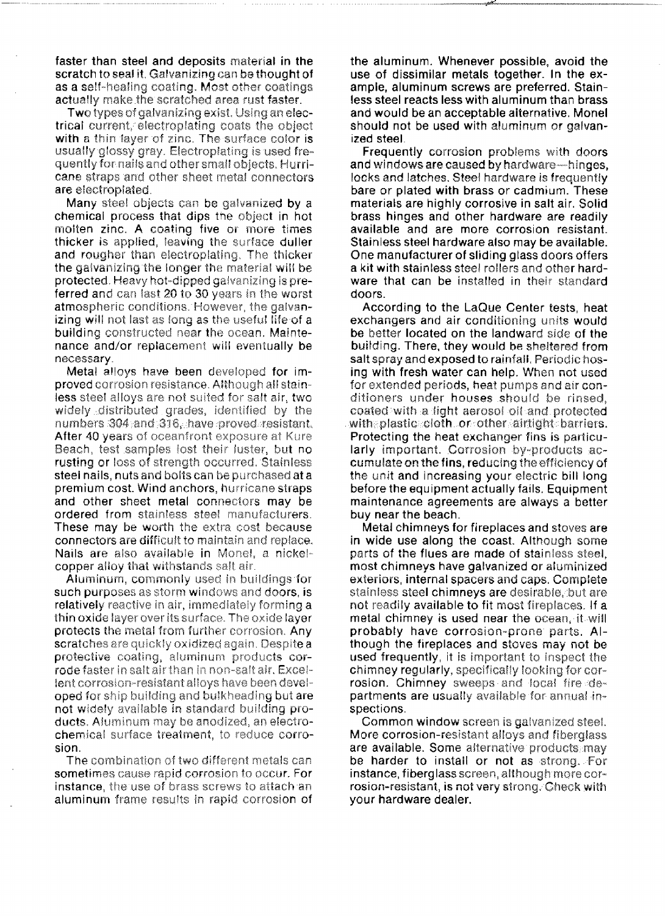faster than steel and deposits material in the scratch to seal it. Galvanizing can be thought of as a self-healing coating. Most other coatings actually make the scratched area rust faster.

Two types of galvanizing exist. Using an electrical current, electroplating coats the object with a thin layer of zinc. The surface color is usually glossy gray. Electroplating is used frequently for nails and other small objects. Hurricane straps and other sheet metal connectors are electroplated.

Many steel objects can be galvanized by a chemical process that dips the object in hot molten zinc. A coating five or more times thicker is applied, leaving the surface duller and rougher than electroplating. The thicker the galvanizing the longer the material will be protected. Heavy hot-dipped galvanizing is preferred and can last 20 to 30 years in the worst atmospheric conditions. However, the galvanizing will not last as long as the useful life of a building constructed near the ocean. Maintenance and/or replacement will eventually be necessary.

Metal alloys have been developed for improved corrosion resistance. Although all stainless steel alloys are not suited for salt air, two widely distributed grades, identified by the numbers 304 and 316, have proved resistant. After 40 years of oceanfront exposure at Kure Beach, test samples lost their luster, but no rusting or loss of strength occurred. Stainless steel nails, nuts and bolts can be purchased at a premium cost. Wind anchors, hurricane straps and other sheet metal connectors may be ordered from stainless steel manufacturers. These may be worth the extra cost because connectors are difficult to maintain and replace. Nails are also available in Monel, a nickel-copper alloy that withstands salt air.

Aluminum, commonly used in buildings for such purposes as storm windows and doors, is relatively reactive in air, immediately forming a thin oxide layer over its surface. The oxide layer protects the metal from further corrosion. Any scratches are quickly oxidized again. Despite a protective coating, aluminum products corrode faster in salt air than in non-salt air. Excellent corrosion-resistant alloys have been developed for ship building and bulkheading but are not widely available in standard building products. Aluminum may be anodized, an electrochemical surface treatment, to reduce corrosion.

The combination of two different metals can sometimes cause rapid corrosion to occur. For instance, the use of brass screws to attach an aluminum frame results in rapid corrosion of the aluminum. Whenever possible, avoid the use of dissimilar metals together. In the example, aluminum screws are preferred. Stainless steel reacts less with aluminum than brass and would be an acceptable alternative. Monel should not be used with aluminum or galvanized steel.

Frequently corrosion problems with doors and windows are caused by hardware—hinges, locks and latches. Steel hardware is frequently bare or plated with brass or cadmium. These materials are highly corrosive in salt air. Solid brass hinges and other hardware are readily available and are more corrosion resistant. Stainless steel hardware also may be available. One manufacturer of sliding glass doors offers a kit with stainless steel rollers and other hardware that can be installed in their standard doors.

According to the LaQue Center tests, heat exchangers and air conditioning units would be better located on the landward side of the building. There, they would be sheltered from salt spray and exposed to rainfall. Periodic hosing with fresh water can help. When not used for extended periods, heat pumps and air conditioners under houses should be rinsed, coated with a light aerosol oil and protected with plastic cloth or other airtight barriers. Protecting the heat exchanger fins is particularly important. Corrosion by-products accumulate on the fins, reducing the efficiency of the unit and increasing your electric bill long before the equipment actually fails. Equipment maintenance agreements are always a better buy near the beach.

Metal chimneys for fireplaces and stoves are in wide use along the coast. Although some parts of the flues are made of stainless steel, most chimneys have galvanized or aluminized exteriors, internal spacers and caps. Complete stainless steel chimneys are desirable, but are not readily available to fit most fireplaces. If a metal chimney is used near the ocean, it will probably have corrosion-prone parts. Although the fireplaces and stoves may not be used frequently, it is important to inspect the chimney regularly, specifically looking for corrosion. Chimney sweeps and local fire departments are usually available for annual inspections.

Common window screen is galvanized steel. More corrosion-resistant alloys and fiberglass are available. Some alternative products may be harder to install or not as strong. For instance, fiberglass screen, although more corrosion-resistant, is not very strong. Check with your hardware dealer.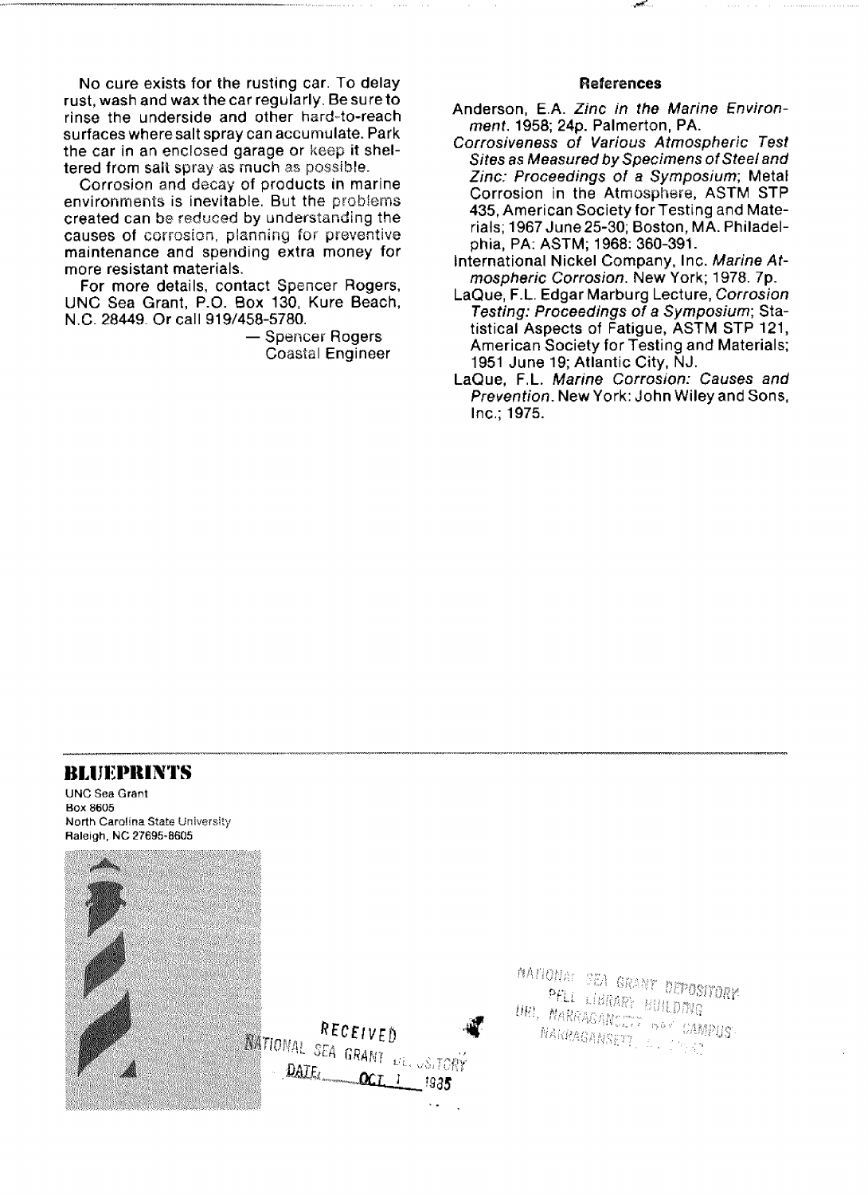No cure exists for the rusting car. To delay rust, wash and wax the car regularly. Be sure to rinse the underside and other hard-to-reach surfaces where salt spray can accumulate. Park the car in an enclosed garage or keep it sheltered from salt spray as much as possible.

Corrosion and decay of products in marine environments is inevitable. But the problems created can be reduced by understanding the causes of corrosion, planning for preventive maintenance and spending extra money for more resistant materials.

For more details, contact Spencer Rogers, UNC Sea Grant, P.O. Box 130, Kure Beach, N.C. 28449. Or call 919/458-5780.

— Spencer Rogers
Coastal Engineer

## References

Anderson, E.A. *Zinc in the Marine Environment.* 1958; 24p. Palmerton, PA.

*Corrosiveness of Various Atmospheric Test Sites as Measured by Specimens of Steel and Zinc: Proceedings of a Symposium*; Metal Corrosion in the Atmosphere, ASTM STP 435, American Society for Testing and Materials; 1967 June 25-30; Boston, MA. Philadelphia, PA: ASTM; 1968: 360-391.

International Nickel Company, Inc. *Marine Atmospheric Corrosion*. New York; 1978. 7p.

LaQue, F.L. Edgar Marburg Lecture, *Corrosion Testing: Proceedings of a Symposium*; Statistical Aspects of Fatigue, ASTM STP 121, American Society for Testing and Materials; 1951 June 19; Atlantic City, NJ.

LaQue, F.L. *Marine Corrosion: Causes and Prevention*. New York: John Wiley and Sons, Inc.; 1975.

**BLUEPRINTS**

UNC Sea Grant
Box 8605
North Carolina State University
Raleigh, NC 27695-8605

RECEIVED
NATIONAL SEA GRANT DEPOSITORY
DATE: OCT 1 1985

NATIONAL SEA GRANT DEPOSITORY
PELL LIBRARY BUILDING
URI, NARRAGANSETT BAY CAMPUS
NARRAGANSETT, R.I.